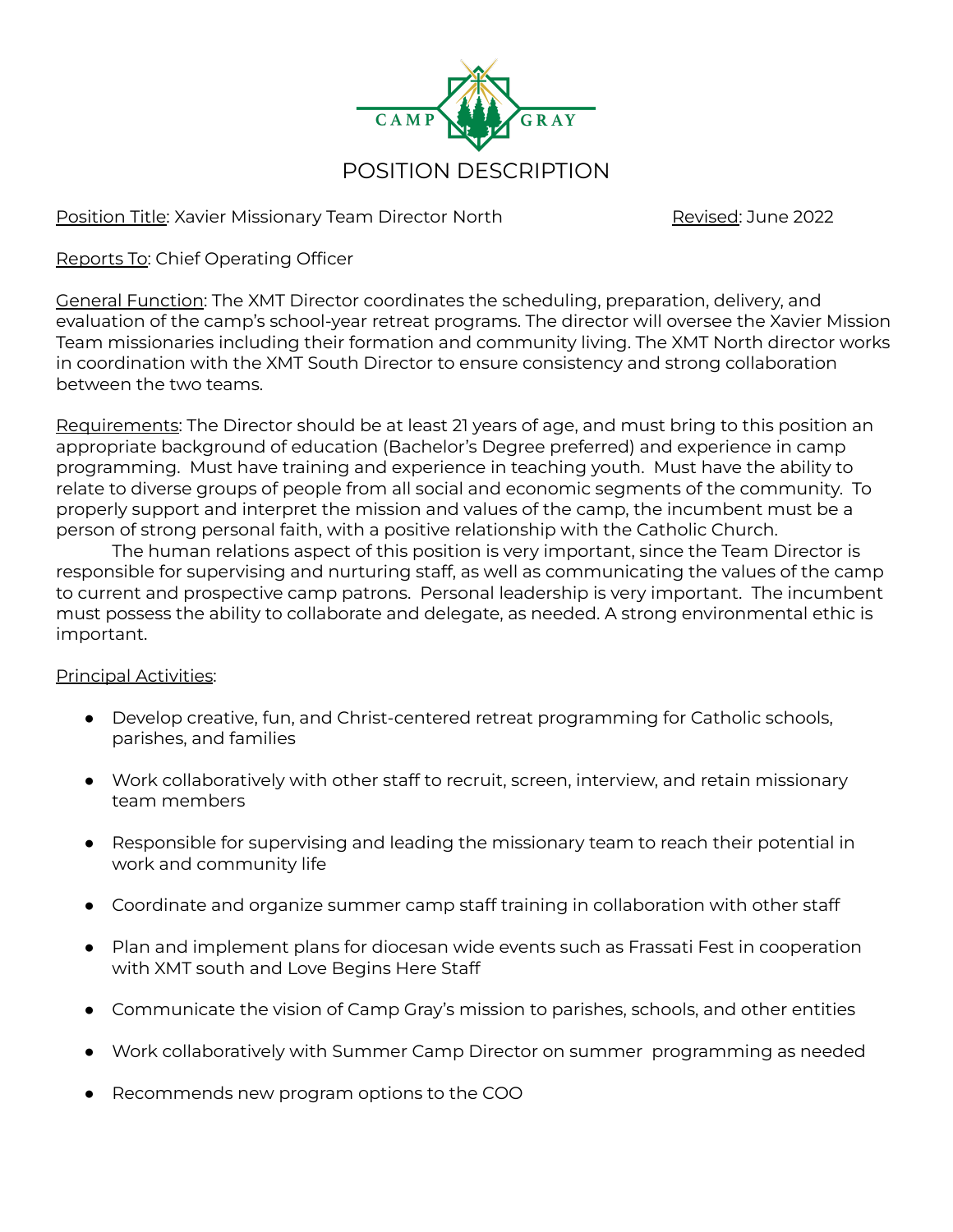CAMP GRAY

# POSITION DESCRIPTION

Position Title: Xavier Missionary Team Director North    Revised: June 2022

Reports To: Chief Operating Officer

General Function: The XMT Director coordinates the scheduling, preparation, delivery, and evaluation of the camp's school-year retreat programs. The director will oversee the Xavier Mission Team missionaries including their formation and community living. The XMT North director works in coordination with the XMT South Director to ensure consistency and strong collaboration between the two teams.

Requirements: The Director should be at least 21 years of age, and must bring to this position an appropriate background of education (Bachelor's Degree preferred) and experience in camp programming. Must have training and experience in teaching youth. Must have the ability to relate to diverse groups of people from all social and economic segments of the community. To properly support and interpret the mission and values of the camp, the incumbent must be a person of strong personal faith, with a positive relationship with the Catholic Church.

The human relations aspect of this position is very important, since the Team Director is responsible for supervising and nurturing staff, as well as communicating the values of the camp to current and prospective camp patrons. Personal leadership is very important. The incumbent must possess the ability to collaborate and delegate, as needed. A strong environmental ethic is important.

Principal Activities:

- Develop creative, fun, and Christ-centered retreat programming for Catholic schools, parishes, and families
- Work collaboratively with other staff to recruit, screen, interview, and retain missionary team members
- Responsible for supervising and leading the missionary team to reach their potential in work and community life
- Coordinate and organize summer camp staff training in collaboration with other staff
- Plan and implement plans for diocesan wide events such as Frassati Fest in cooperation with XMT south and Love Begins Here Staff
- Communicate the vision of Camp Gray's mission to parishes, schools, and other entities
- Work collaboratively with Summer Camp Director on summer programming as needed
- Recommends new program options to the COO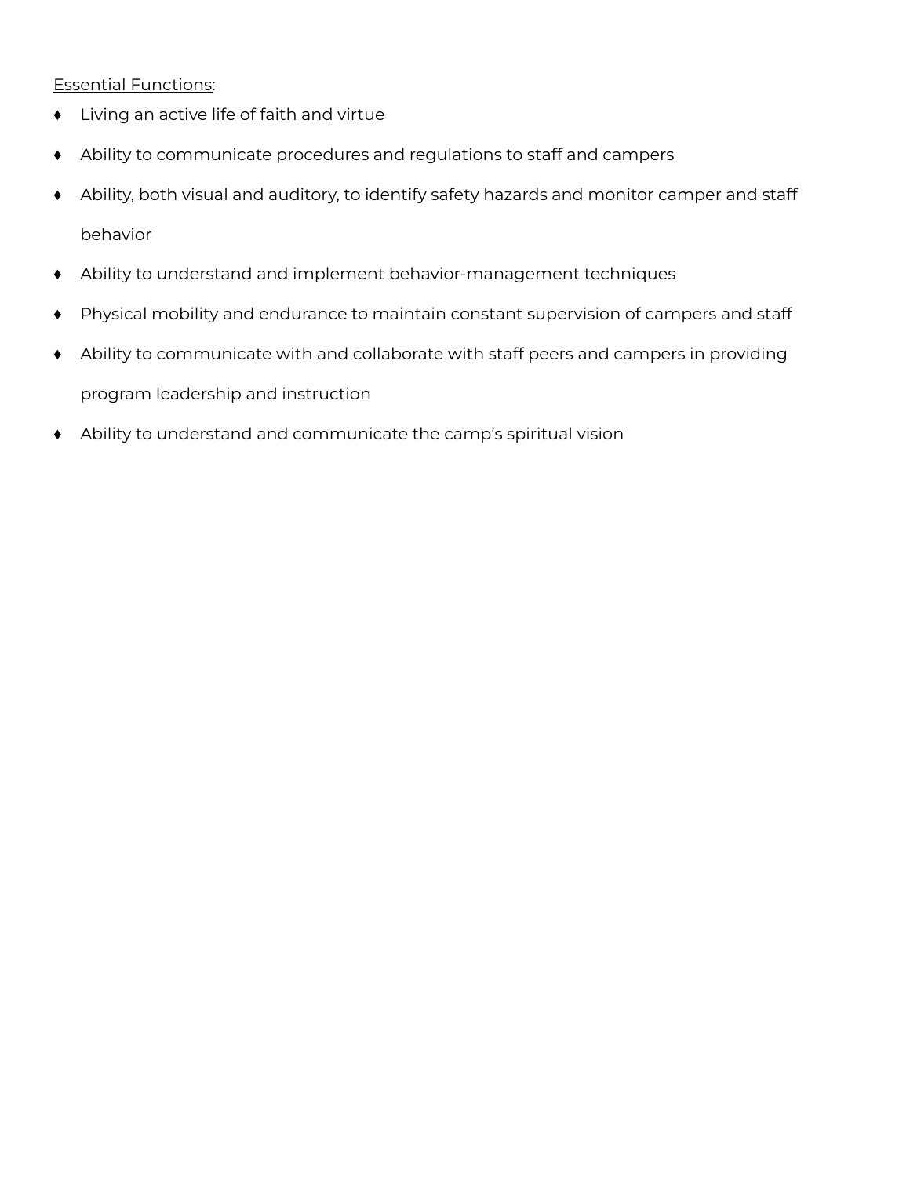<u>Essential Functions</u>:

- Living an active life of faith and virtue
- Ability to communicate procedures and regulations to staff and campers
- Ability, both visual and auditory, to identify safety hazards and monitor camper and staff behavior
- Ability to understand and implement behavior-management techniques
- Physical mobility and endurance to maintain constant supervision of campers and staff
- Ability to communicate with and collaborate with staff peers and campers in providing program leadership and instruction
- Ability to understand and communicate the camp's spiritual vision